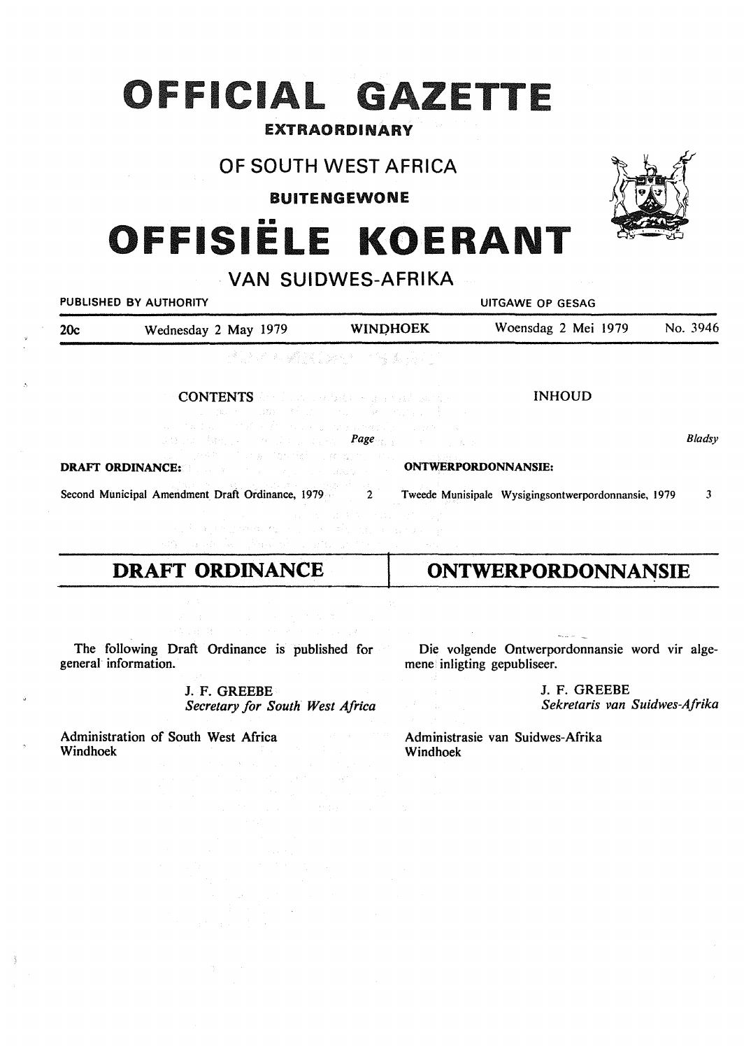# OFFICIAL GAZETTE

**EXTRAORDINARY**

## OF SOUTH WEST AFRICA

**BUITENGEWONE**

# OFFISIËLE KOERANT

## VAN SUIDWES-AFRIKA

PUBLISHED BY AUTHORITY — UITGAWE OP GESAG

| 20c | Wednesday 2 May 1979 | WINDHOEK | Woensdag 2 Mei 1979 | No. 3946 |
|---|---|---|---|---|

| CONTENTS | Page | INHOUD | Bladsy |
|---|---|---|---|
| **DRAFT ORDINANCE:** | | **ONTWERPORDONNANSIE:** | |
| Second Municipal Amendment Draft Ordinance, 1979 | 2 | Tweede Munisipale Wysigingsontwerpordonnansie, 1979 | 3 |

## DRAFT ORDINANCE

The following Draft Ordinance is published for general information.

J. F. GREEBE
*Secretary for South West Africa*

Administration of South West Africa
Windhoek

## ONTWERPORDONNANSIE

Die volgende Ontwerpordonnansie word vir algemene inligting gepubliseer.

J. F. GREEBE
*Sekretaris van Suidwes-Afrika*

Administrasie van Suidwes-Afrika
Windhoek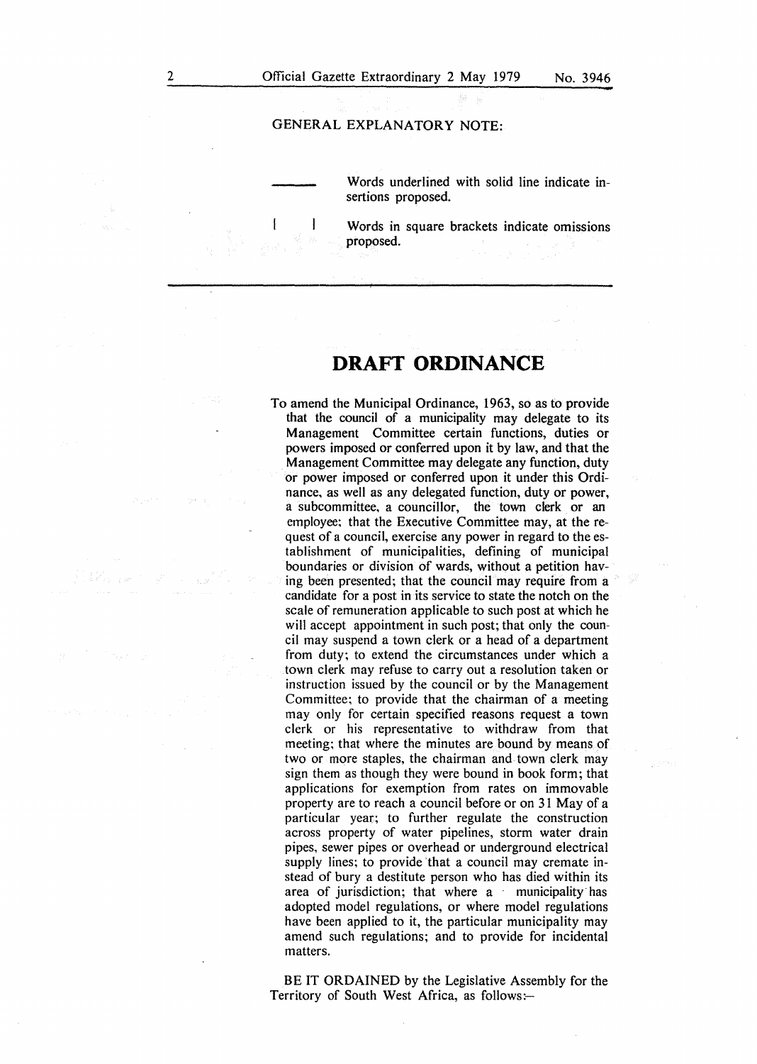GENERAL EXPLANATORY NOTE:

| | |
|---|---|
| ——— | Words underlined with solid line indicate insertions proposed. |
| [ ] | Words in square brackets indicate omissions proposed. |

# DRAFT ORDINANCE

To amend the Municipal Ordinance, 1963, so as to provide that the council of a municipality may delegate to its Management Committee certain functions, duties or powers imposed or conferred upon it by law, and that the Management Committee may delegate any function, duty or power imposed or conferred upon it under this Ordinance, as well as any delegated function, duty or power, a subcommittee, a councillor, the town clerk or an employee; that the Executive Committee may, at the request of a council, exercise any power in regard to the establishment of municipalities, defining of municipal boundaries or division of wards, without a petition having been presented; that the council may require from a candidate for a post in its service to state the notch on the scale of remuneration applicable to such post at which he will accept appointment in such post; that only the council may suspend a town clerk or a head of a department from duty; to extend the circumstances under which a town clerk may refuse to carry out a resolution taken or instruction issued by the council or by the Management Committee; to provide that the chairman of a meeting may only for certain specified reasons request a town clerk or his representative to withdraw from that meeting; that where the minutes are bound by means of two or more staples, the chairman and town clerk may sign them as though they were bound in book form; that applications for exemption from rates on immovable property are to reach a council before or on 31 May of a particular year; to further regulate the construction across property of water pipelines, storm water drain pipes, sewer pipes or overhead or underground electrical supply lines; to provide that a council may cremate instead of bury a destitute person who has died within its area of jurisdiction; that where a municipality has adopted model regulations, or where model regulations have been applied to it, the particular municipality may amend such regulations; and to provide for incidental matters.

BE IT ORDAINED by the Legislative Assembly for the Territory of South West Africa, as follows:—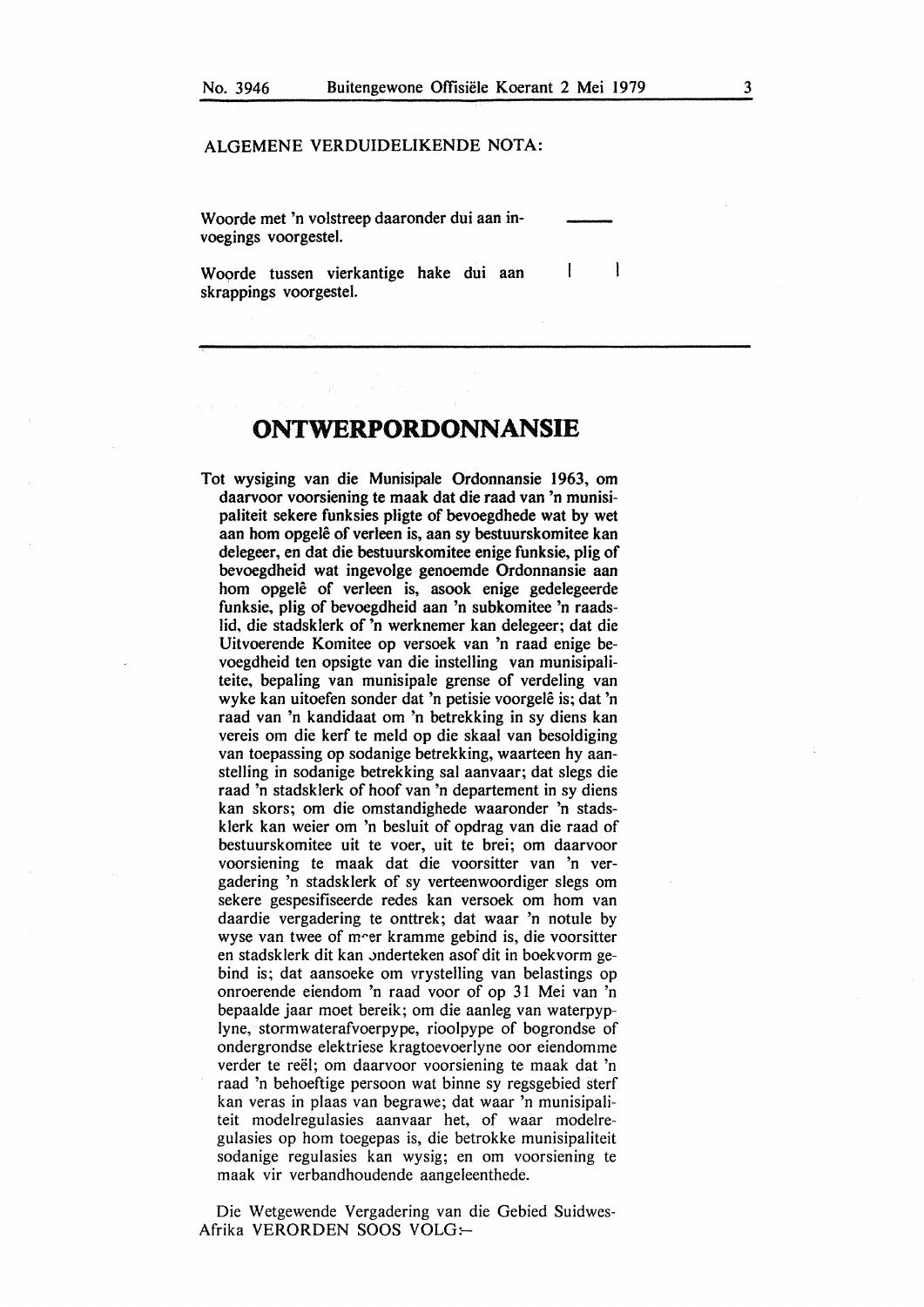ALGEMENE VERDUIDELIKENDE NOTA:

Woorde met 'n volstreep daaronder dui aan invoegings voorgestel. ______

Woorde tussen vierkantige hake dui aan skrappings voorgestel. [ ]

# ONTWERPORDONNANSIE

Tot wysiging van die Munisipale Ordonnansie 1963, om daarvoor voorsiening te maak dat die raad van 'n munisipaliteit sekere funksies pligte of bevoegdhede wat by wet aan hom opgelê of verleen is, aan sy bestuurskomitee kan delegeer, en dat die bestuurskomitee enige funksie, plig of bevoegdheid wat ingevolge genoemde Ordonnansie aan hom opgelê of verleen is, asook enige gedelegeerde funksie, plig of bevoegdheid aan 'n subkomitee 'n raadslid, die stadsklerk of 'n werknemer kan delegeer; dat die Uitvoerende Komitee op versoek van 'n raad enige bevoegdheid ten opsigte van die instelling van munisipaliteite, bepaling van munisipale grense of verdeling van wyke kan uitoefen sonder dat 'n petisie voorgelê is; dat 'n raad van 'n kandidaat om 'n betrekking in sy diens kan vereis om die kerf te meld op die skaal van besoldiging van toepassing op sodanige betrekking, waarteen hy aanstelling in sodanige betrekking sal aanvaar; dat slegs die raad 'n stadsklerk of hoof van 'n departement in sy diens kan skors; om die omstandighede waaronder 'n stadsklerk kan weier om 'n besluit of opdrag van die raad of bestuurskomitee uit te voer, uit te brei; om daarvoor voorsiening te maak dat die voorsitter van 'n vergadering 'n stadsklerk of sy verteenwoordiger slegs om sekere gespesifiseerde redes kan versoek om hom van daardie vergadering te onttrek; dat waar 'n notule by wyse van twee of meer kramme gebind is, die voorsitter en stadsklerk dit kan onderteken asof dit in boekvorm gebind is; dat aansoeke om vrystelling van belastings op onroerende eiendom 'n raad voor of op 31 Mei van 'n bepaalde jaar moet bereik; om die aanleg van waterpyplyne, stormwaterafvoerpype, rioolpype of bogrondse of ondergrondse elektriese kragtoevoerlyne oor eiendomme verder te reël; om daarvoor voorsiening te maak dat 'n raad 'n behoeftige persoon wat binne sy regsgebied sterf kan veras in plaas van begrawe; dat waar 'n munisipaliteit modelregulasies aanvaar het, of waar modelregulasies op hom toegepas is, die betrokke munisipaliteit sodanige regulasies kan wysig; en om voorsiening te maak vir verbandhoudende aangeleenthede.

Die Wetgewende Vergadering van die Gebied Suidwes-Afrika VERORDEN SOOS VOLG:—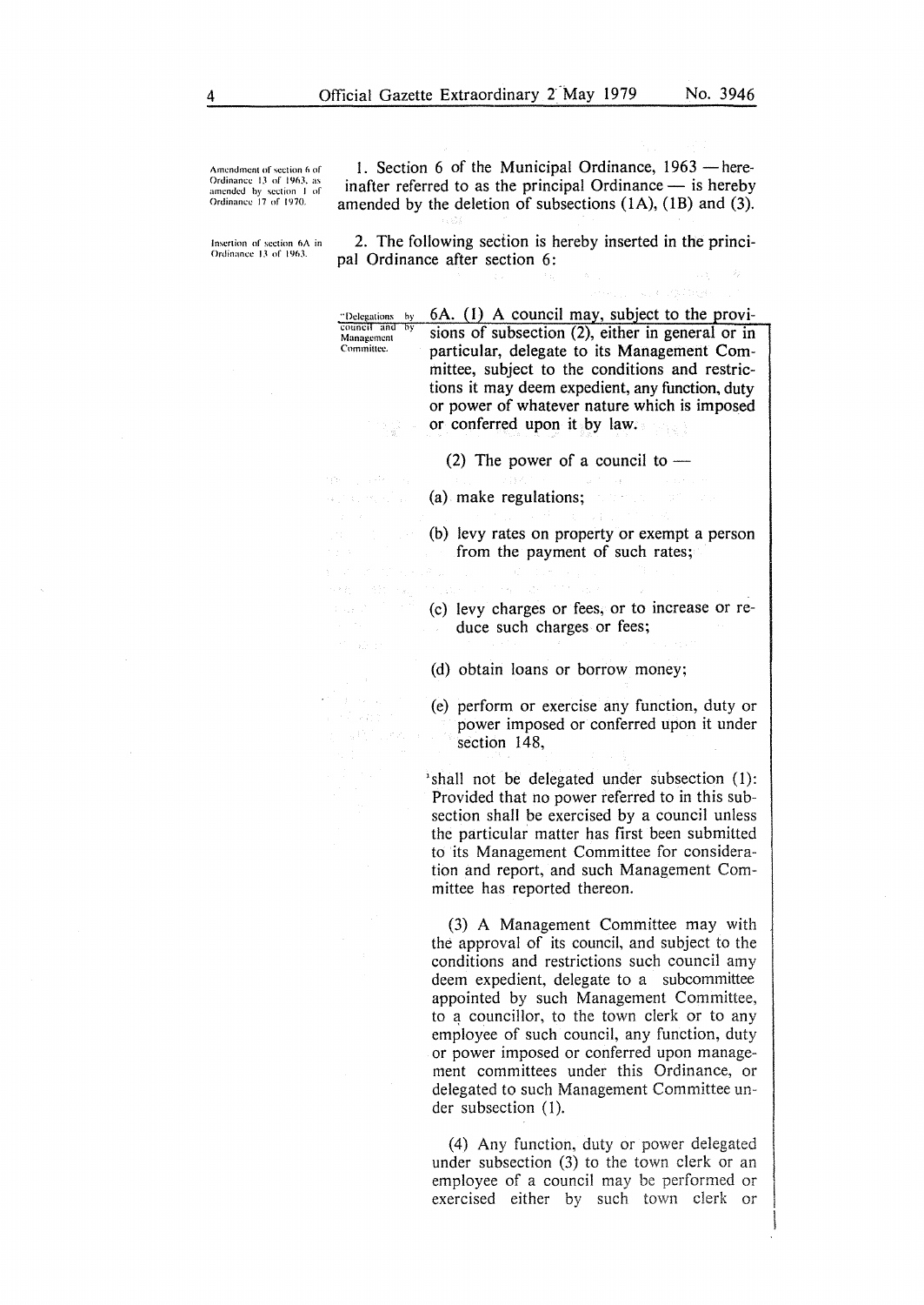Amendment of section 6 of Ordinance 13 of 1963, as amended by section 1 of Ordinance 17 of 1970.

1. Section 6 of the Municipal Ordinance, 1963 — hereinafter referred to as the principal Ordinance — is hereby amended by the deletion of subsections (1A), (1B) and (3).

Insertion of section 6A in Ordinance 13 of 1963.

2. The following section is hereby inserted in the principal Ordinance after section 6:

"Delegations by council and by Management Committee.

6A. (1) A council may, subject to the provisions of subsection (2), either in general or in particular, delegate to its Management Committee, subject to the conditions and restrictions it may deem expedient, any function, duty or power of whatever nature which is imposed or conferred upon it by law.

(2) The power of a council to —

(a) make regulations;

(b) levy rates on property or exempt a person from the payment of such rates;

(c) levy charges or fees, or to increase or reduce such charges or fees;

(d) obtain loans or borrow money;

(e) perform or exercise any function, duty or power imposed or conferred upon it under section 148,

shall not be delegated under subsection (1): Provided that no power referred to in this subsection shall be exercised by a council unless the particular matter has first been submitted to its Management Committee for consideration and report, and such Management Committee has reported thereon.

(3) A Management Committee may with the approval of its council, and subject to the conditions and restrictions such council amy deem expedient, delegate to a subcommittee appointed by such Management Committee, to a councillor, to the town clerk or to any employee of such council, any function, duty or power imposed or conferred upon management committees under this Ordinance, or delegated to such Management Committee under subsection (1).

(4) Any function, duty or power delegated under subsection (3) to the town clerk or an employee of a council may be performed or exercised either by such town clerk or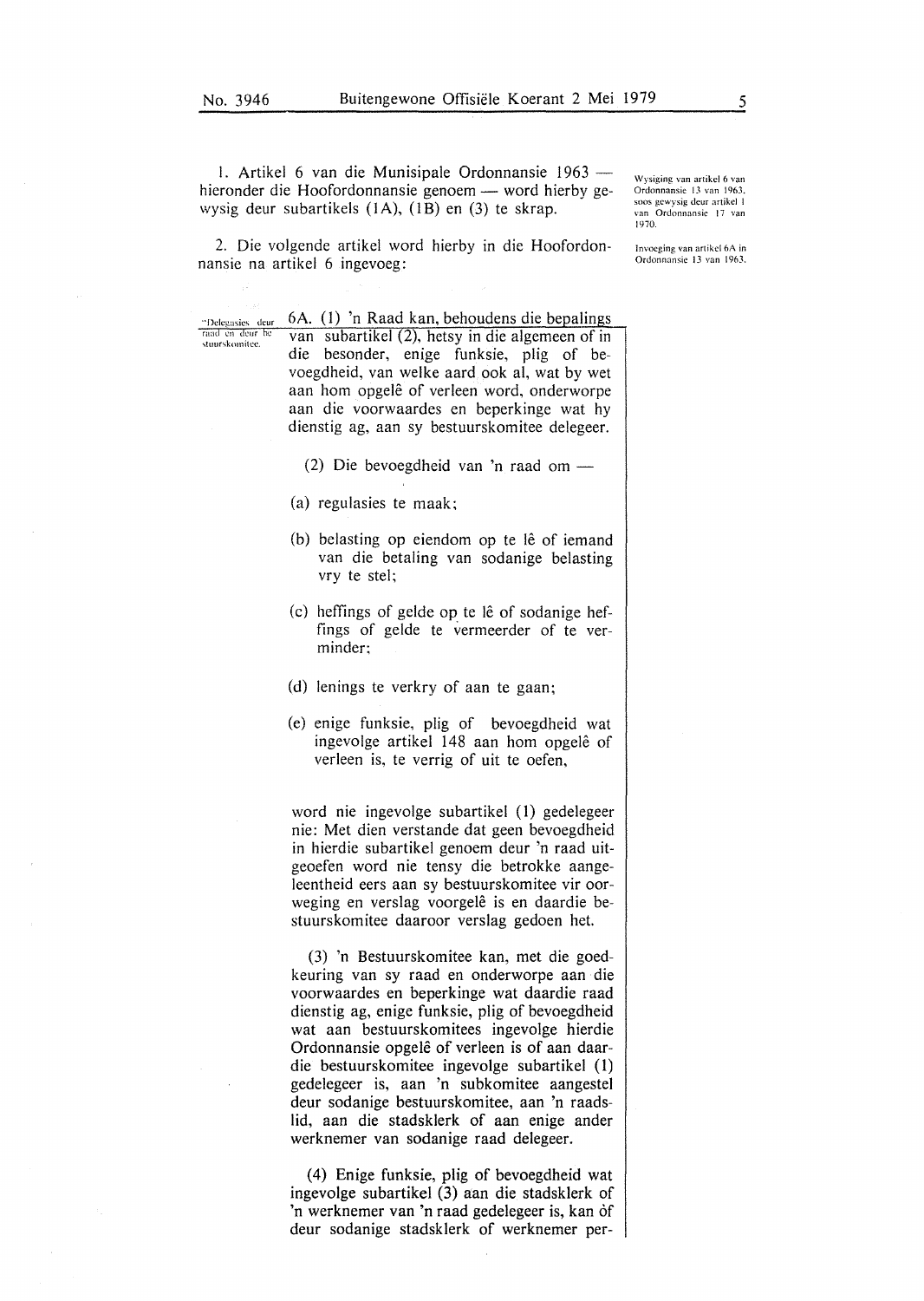1. Artikel 6 van die Munisipale Ordonnansie 1963 — hieronder die Hoofordonnansie genoem — word hierby gewysig deur subartikels (1A), (1B) en (3) te skrap.

*Wysiging van artikel 6 van Ordonnansie 13 van 1963, soos gewysig deur artikel 1 van Ordonnansie 17 van 1970.*

2. Die volgende artikel word hierby in die Hoofordonnansie na artikel 6 ingevoeg:

*Invoeging van artikel 6A in Ordonnansie 13 van 1963.*

*"Delegasies deur raad en deur bestuurskomitee.*

6A. (1) 'n Raad kan, behoudens die bepalings van subartikel (2), hetsy in die algemeen of in die besonder, enige funksie, plig of bevoegdheid, van welke aard ook al, wat by wet aan hom opgelê of verleen word, onderworpe aan die voorwaardes en beperkinge wat hy dienstig ag, aan sy bestuurskomitee delegeer.

(2) Die bevoegdheid van 'n raad om —

(a) regulasies te maak;

(b) belasting op eiendom op te lê of iemand van die betaling van sodanige belasting vry te stel;

(c) heffings of gelde op te lê of sodanige heffings of gelde te vermeerder of te verminder;

(d) lenings te verkry of aan te gaan;

(e) enige funksie, plig of bevoegdheid wat ingevolge artikel 148 aan hom opgelê of verleen is, te verrig of uit te oefen,

word nie ingevolge subartikel (1) gedelegeer nie: Met dien verstande dat geen bevoegdheid in hierdie subartikel genoem deur 'n raad uitgeoefen word nie tensy die betrokke aangeleentheid eers aan sy bestuurskomitee vir oorweging en verslag voorgelê is en daardie bestuurskomitee daaroor verslag gedoen het.

(3) 'n Bestuurskomitee kan, met die goedkeuring van sy raad en onderworpe aan die voorwaardes en beperkinge wat daardie raad dienstig ag, enige funksie, plig of bevoegdheid wat aan bestuurskomitees ingevolge hierdie Ordonnansie opgelê of verleen is of aan daardie bestuurskomitee ingevolge subartikel (1) gedelegeer is, aan 'n subkomitee aangestel deur sodanige bestuurskomitee, aan 'n raadslid, aan die stadsklerk of aan enige ander werknemer van sodanige raad delegeer.

(4) Enige funksie, plig of bevoegdheid wat ingevolge subartikel (3) aan die stadsklerk of 'n werknemer van 'n raad gedelegeer is, kan òf deur sodanige stadsklerk of werknemer per-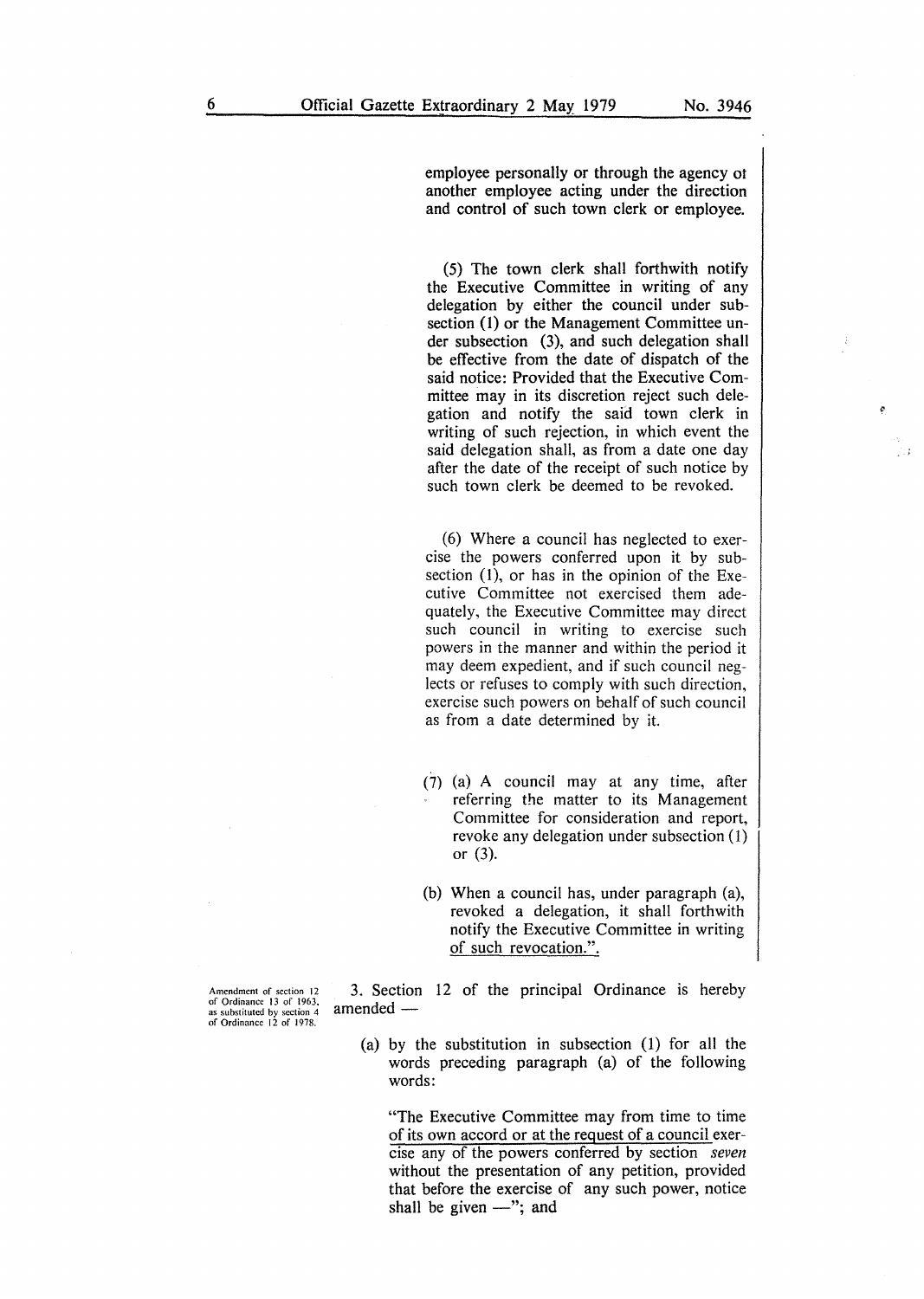employee personally or through the agency ot another employee acting under the direction and control of such town clerk or employee.

(5) The town clerk shall forthwith notify the Executive Committee in writing of any delegation by either the council under subsection (1) or the Management Committee under subsection (3), and such delegation shall be effective from the date of dispatch of the said notice: Provided that the Executive Committee may in its discretion reject such delegation and notify the said town clerk in writing of such rejection, in which event the said delegation shall, as from a date one day after the date of the receipt of such notice by such town clerk be deemed to be revoked.

(6) Where a council has neglected to exercise the powers conferred upon it by subsection (1), or has in the opinion of the Executive Committee not exercised them adequately, the Executive Committee may direct such council in writing to exercise such powers in the manner and within the period it may deem expedient, and if such council neglects or refuses to comply with such direction, exercise such powers on behalf of such council as from a date determined by it.

(7) (a) A council may at any time, after referring the matter to its Management Committee for consideration and report, revoke any delegation under subsection (1) or (3).

(b) When a council has, under paragraph (a), revoked a delegation, it shall forthwith notify the Executive Committee in writing of such revocation.".

Amendment of section 12 of Ordinance 13 of 1963, as substituted by section 4 of Ordinance 12 of 1978.

3. Section 12 of the principal Ordinance is hereby amended —

(a) by the substitution in subsection (1) for all the words preceding paragraph (a) of the following words:

"The Executive Committee may from time to time of its own accord or at the request of a council exercise any of the powers conferred by section *seven* without the presentation of any petition, provided that before the exercise of any such power, notice shall be given —"; and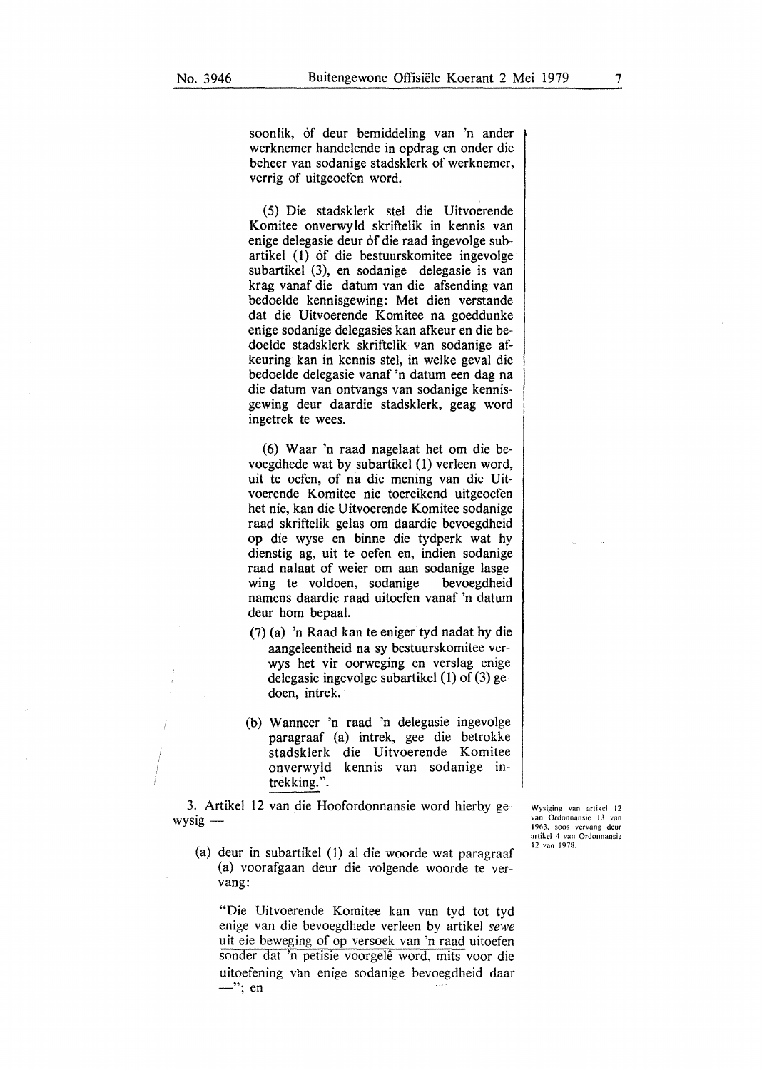soonlik, òf deur bemiddeling van 'n ander werknemer handelende in opdrag en onder die beheer van sodanige stadsklerk of werknemer, verrig of uitgeoefen word.

(5) Die stadsklerk stel die Uitvoerende Komitee onverwyld skriftelik in kennis van enige delegasie deur òf die raad ingevolge subartikel (1) òf die bestuurskomitee ingevolge subartikel (3), en sodanige delegasie is van krag vanaf die datum van die afsending van bedoelde kennisgewing: Met dien verstande dat die Uitvoerende Komitee na goeddunke enige sodanige delegasies kan afkeur en die bedoelde stadsklerk skriftelik van sodanige afkeuring kan in kennis stel, in welke geval die bedoelde delegasie vanaf 'n datum een dag na die datum van ontvangs van sodanige kennisgewing deur daardie stadsklerk, geag word ingetrek te wees.

(6) Waar 'n raad nagelaat het om die bevoegdhede wat by subartikel (1) verleen word, uit te oefen, of na die mening van die Uitvoerende Komitee nie toereikend uitgeoefen het nie, kan die Uitvoerende Komitee sodanige raad skriftelik gelas om daardie bevoegdheid op die wyse en binne die tydperk wat hy dienstig ag, uit te oefen en, indien sodanige raad nalaat of weier om aan sodanige lasgewing te voldoen, sodanige bevoegdheid namens daardie raad uitoefen vanaf 'n datum deur hom bepaal.

(7) (a) 'n Raad kan te eniger tyd nadat hy die aangeleentheid na sy bestuurskomitee verwys het vir oorweging en verslag enige delegasie ingevolge subartikel (1) of (3) gedoen, intrek.

(b) Wanneer 'n raad 'n delegasie ingevolge paragraaf (a) intrek, gee die betrokke stadsklerk die Uitvoerende Komitee onverwyld kennis van sodanige intrekking.".

3. Artikel 12 van die Hoofordonnansie word hierby gewysig —

*Wysiging van artikel 12 van Ordonnansie 13 van 1963, soos vervang deur artikel 4 van Ordonnansie 12 van 1978.*

(a) deur in subartikel (1) al die woorde wat paragraaf (a) voorafgaan deur die volgende woorde te vervang:

"Die Uitvoerende Komitee kan van tyd tot tyd enige van die bevoegdhede verleen by artikel *sewe* uit eie beweging of op versoek van 'n raad uitoefen sonder dat 'n petisie voorgelê word, mits voor die uitoefening van enige sodanige bevoegdheid daar —"; en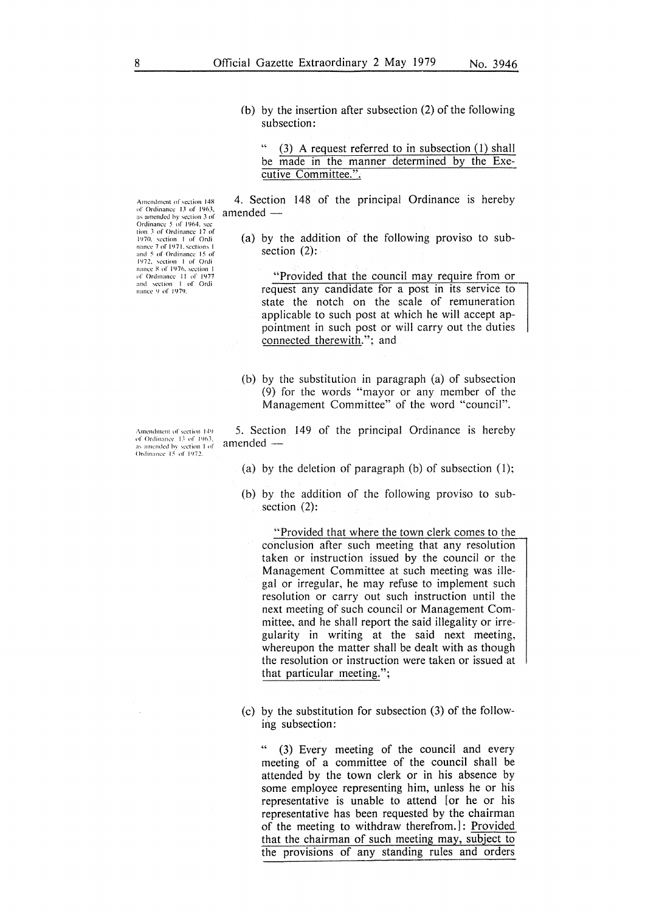(b) by the insertion after subsection (2) of the following subsection:

" (3) A request referred to in subsection (1) shall be made in the manner determined by the Executive Committee.".

Amendment of section 148 of Ordinance 13 of 1963, as amended by section 3 of Ordinance 5 of 1964, section 3 of Ordinance 17 of 1970, section 1 of Ordinance 7 of 1971, sections 1 and 5 of Ordinance 15 of 1972, section 1 of Ordinance 8 of 1976, section 1 of Ordinance 11 of 1977 and section 1 of Ordinance 9 of 1979.

4. Section 148 of the principal Ordinance is hereby amended —

(a) by the addition of the following proviso to subsection (2):

"Provided that the council may require from or request any candidate for a post in its service to state the notch on the scale of remuneration applicable to such post at which he will accept appointment in such post or will carry out the duties connected therewith."; and

(b) by the substitution in paragraph (a) of subsection (9) for the words "mayor or any member of the Management Committee" of the word "council".

Amendment of section 149 of Ordinance 13 of 1963, as amended by section 1 of Ordinance 15 of 1972.

5. Section 149 of the principal Ordinance is hereby amended —

(a) by the deletion of paragraph (b) of subsection (1);

(b) by the addition of the following proviso to subsection (2):

"Provided that where the town clerk comes to the conclusion after such meeting that any resolution taken or instruction issued by the council or the Management Committee at such meeting was illegal or irregular, he may refuse to implement such resolution or carry out such instruction until the next meeting of such council or Management Committee, and he shall report the said illegality or irregularity in writing at the said next meeting, whereupon the matter shall be dealt with as though the resolution or instruction were taken or issued at that particular meeting.";

(c) by the substitution for subsection (3) of the following subsection:

" (3) Every meeting of the council and every meeting of a committee of the council shall be attended by the town clerk or in his absence by some employee representing him, unless he or his representative is unable to attend [or he or his representative has been requested by the chairman of the meeting to withdraw therefrom.]: Provided that the chairman of such meeting may, subject to the provisions of any standing rules and orders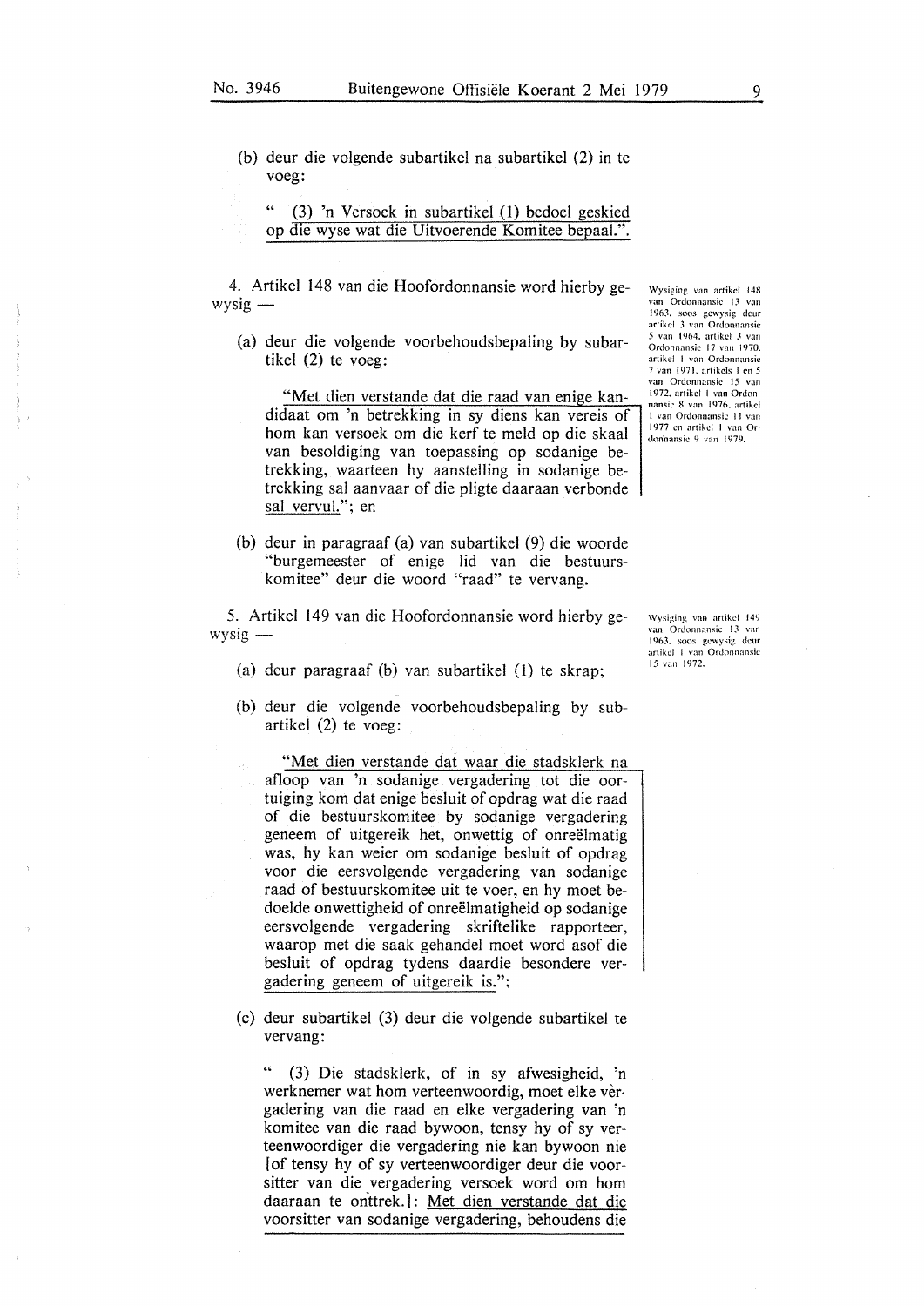(b) deur die volgende subartikel na subartikel (2) in te voeg:

" (3) 'n Versoek in subartikel (1) bedoel geskied op die wyse wat die Uitvoerende Komitee bepaal.".

4. Artikel 148 van die Hoofordonnansie word hierby gewysig —

Wysiging van artikel 148 van Ordonnansie 13 van 1963, soos gewysig deur artikel 3 van Ordonnansie 5 van 1964, artikel 3 van Ordonnansie 17 van 1970, artikel 1 van Ordonnansie 7 van 1971, artikels 1 en 5 van Ordonnansie 15 van 1972, artikel 1 van Ordonnansie 8 van 1976, artikel 1 van Ordonnansie 11 van 1977 en artikel 1 van Ordonnansie 9 van 1979.

(a) deur die volgende voorbehoudsbepaling by subartikel (2) te voeg:

"Met dien verstande dat die raad van enige kandidaat om 'n betrekking in sy diens kan vereis of hom kan versoek om die kerf te meld op die skaal van besoldiging van toepassing op sodanige betrekking, waarteen hy aanstelling in sodanige betrekking sal aanvaar of die pligte daaraan verbonde sal vervul."; en

(b) deur in paragraaf (a) van subartikel (9) die woorde "burgemeester of enige lid van die bestuurskomitee" deur die woord "raad" te vervang.

5. Artikel 149 van die Hoofordonnansie word hierby gewysig —

Wysiging van artikel 149 van Ordonnansie 13 van 1963, soos gewysig deur artikel 1 van Ordonnansie 15 van 1972.

(a) deur paragraaf (b) van subartikel (1) te skrap;

(b) deur die volgende voorbehoudsbepaling by subartikel (2) te voeg:

"Met dien verstande dat waar die stadsklerk na afloop van 'n sodanige vergadering tot die oortuiging kom dat enige besluit of opdrag wat die raad of die bestuurskomitee by sodanige vergadering geneem of uitgereik het, onwettig of onreëlmatig was, hy kan weier om sodanige besluit of opdrag voor die eersvolgende vergadering van sodanige raad of bestuurskomitee uit te voer, en hy moet bedoelde onwettigheid of onreëlmatigheid op sodanige eersvolgende vergadering skriftelike rapporteer, waarop met die saak gehandel moet word asof die besluit of opdrag tydens daardie besondere vergadering geneem of uitgereik is.";

(c) deur subartikel (3) deur die volgende subartikel te vervang:

" (3) Die stadsklerk, of in sy afwesigheid, 'n werknemer wat hom verteenwoordig, moet elke vergadering van die raad en elke vergadering van 'n komitee van die raad bywoon, tensy hy of sy verteenwoordiger die vergadering nie kan bywoon nie [of tensy hy of sy verteenwoordiger deur die voorsitter van die vergadering versoek word om hom daaraan te onttrek.]: Met dien verstande dat die voorsitter van sodanige vergadering, behoudens die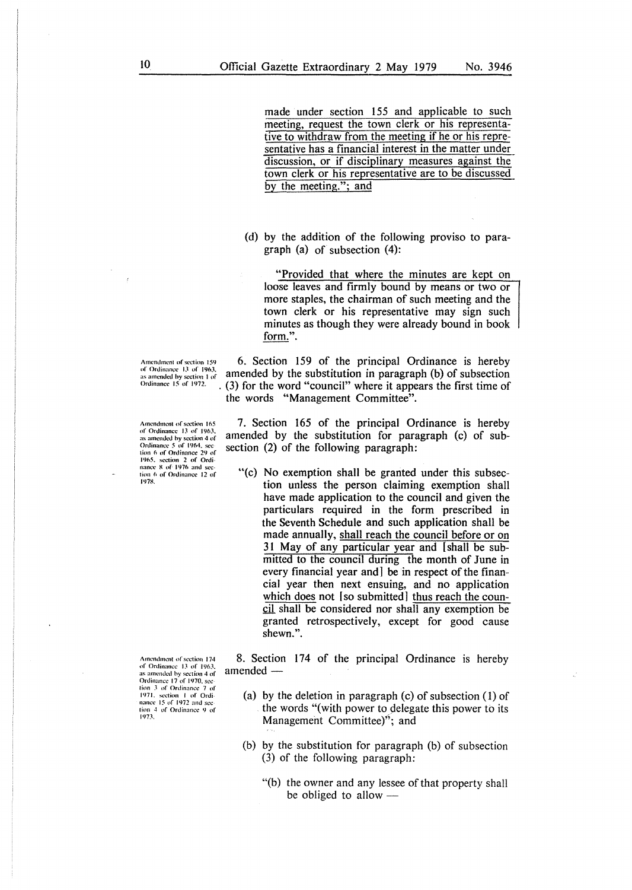made under section 155 and applicable to such meeting, request the town clerk or his representative to withdraw from the meeting if he or his representative has a financial interest in the matter under discussion, or if disciplinary measures against the town clerk or his representative are to be discussed by the meeting."; and

(d) by the addition of the following proviso to paragraph (a) of subsection (4):

"Provided that where the minutes are kept on loose leaves and firmly bound by means or two or more staples, the chairman of such meeting and the town clerk or his representative may sign such minutes as though they were already bound in book form.".

Amendment of section 159 of Ordinance 13 of 1963, as amended by section 1 of Ordinance 15 of 1972.

6. Section 159 of the principal Ordinance is hereby amended by the substitution in paragraph (b) of subsection (3) for the word "council" where it appears the first time of the words "Management Committee".

Amendment of section 165 of Ordinance 13 of 1963, as amended by section 4 of Ordinance 5 of 1964, section 6 of Ordinance 29 of 1965, section 2 of Ordinance 8 of 1976 and section 6 of Ordinance 12 of 1978.

7. Section 165 of the principal Ordinance is hereby amended by the substitution for paragraph (c) of subsection (2) of the following paragraph:

"(c) No exemption shall be granted under this subsection unless the person claiming exemption shall have made application to the council and given the particulars required in the form prescribed in the Seventh Schedule and such application shall be made annually, shall reach the council before or on 31 May of any particular year and [shall be submitted to the council during the month of June in every financial year and] be in respect of the financial year then next ensuing, and no application which does not [so submitted] thus reach the council shall be considered nor shall any exemption be granted retrospectively, except for good cause shewn.".

Amendment of section 174 of Ordinance 13 of 1963, as amended by section 4 of Ordinance 17 of 1970, section 3 of Ordinance 7 of 1971, section 1 of Ordinance 15 of 1972 and section 4 of Ordinance 9 of 1973.

8. Section 174 of the principal Ordinance is hereby amended —

(a) by the deletion in paragraph (c) of subsection (1) of the words "(with power to delegate this power to its Management Committee)"; and

(b) by the substitution for paragraph (b) of subsection (3) of the following paragraph:

"(b) the owner and any lessee of that property shall be obliged to allow —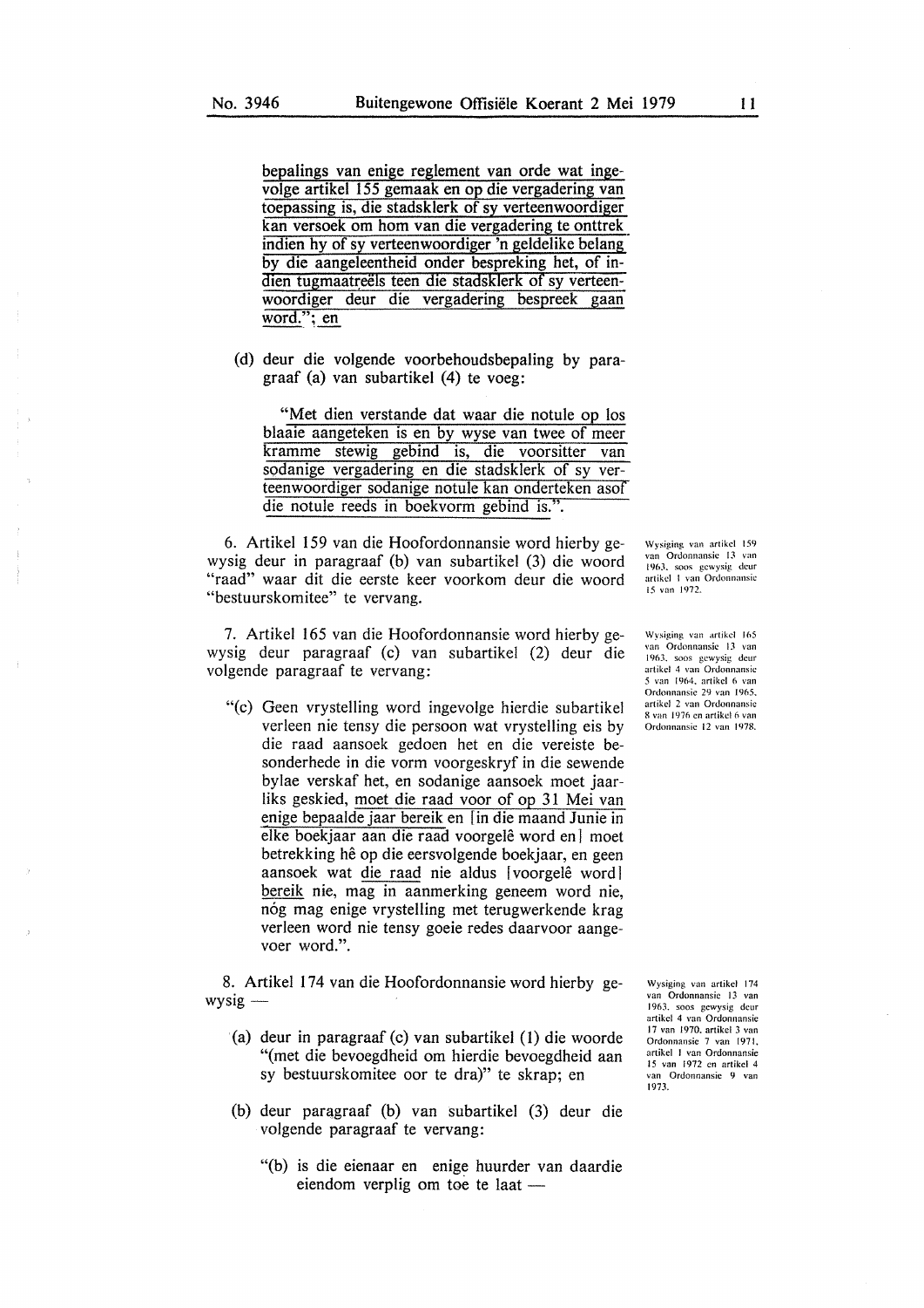bepalings van enige reglement van orde wat ingevolge artikel 155 gemaak en op die vergadering van toepassing is, die stadsklerk of sy verteenwoordiger kan versoek om hom van die vergadering te onttrek indien hy of sy verteenwoordiger 'n geldelike belang by die aangeleentheid onder bespreking het, of indien tugmaatreëls teen die stadsklerk of sy verteenwoordiger deur die vergadering bespreek gaan word."; en

(d) deur die volgende voorbehoudsbepaling by paragraaf (a) van subartikel (4) te voeg:

"Met dien verstande dat waar die notule op los blaaie aangeteken is en by wyse van twee of meer kramme stewig gebind is, die voorsitter van sodanige vergadering en die stadsklerk of sy verteenwoordiger sodanige notule kan onderteken asof die notule reeds in boekvorm gebind is.".

6. Artikel 159 van die Hoofordonnansie word hierby gewysig deur in paragraaf (b) van subartikel (3) die woord "raad" waar dit die eerste keer voorkom deur die woord "bestuurskomitee" te vervang.

*Wysiging van artikel 159 van Ordonnansie 13 van 1963, soos gewysig deur artikel 1 van Ordonnansie 15 van 1972.*

7. Artikel 165 van die Hoofordonnansie word hierby gewysig deur paragraaf (c) van subartikel (2) deur die volgende paragraaf te vervang:

*Wysiging van artikel 165 van Ordonnansie 13 van 1963, soos gewysig deur artikel 4 van Ordonnansie 5 van 1964, artikel 6 van Ordonnansie 29 van 1965, artikel 2 van Ordonnansie 8 van 1976 en artikel 6 van Ordonnansie 12 van 1978.*

"(c) Geen vrystelling word ingevolge hierdie subartikel verleen nie tensy die persoon wat vrystelling eis by die raad aansoek gedoen het en die vereiste besonderhede in die vorm voorgeskryf in die sewende bylae verskaf het, en sodanige aansoek moet jaarliks geskied, moet die raad voor of op 31 Mei van enige bepaalde jaar bereik en [in die maand Junie in elke boekjaar aan die raad voorgelê word en] moet betrekking hê op die eersvolgende boekjaar, en geen aansoek wat die raad nie aldus [voorgelê word] bereik nie, mag in aanmerking geneem word nie, nóg mag enige vrystelling met terugwerkende krag verleen word nie tensy goeie redes daarvoor aangevoer word.".

8. Artikel 174 van die Hoofordonnansie word hierby gewysig —

*Wysiging van artikel 174 van Ordonnansie 13 van 1963, soos gewysig deur artikel 4 van Ordonnansie 17 van 1970, artikel 3 van Ordonnansie 7 van 1971, artikel 1 van Ordonnansie 15 van 1972 en artikel 4 van Ordonnansie 9 van 1973.*

(a) deur in paragraaf (c) van subartikel (1) die woorde "(met die bevoegdheid om hierdie bevoegdheid aan sy bestuurskomitee oor te dra)" te skrap; en

(b) deur paragraaf (b) van subartikel (3) deur die volgende paragraaf te vervang:

"(b) is die eienaar en enige huurder van daardie eiendom verplig om toe te laat —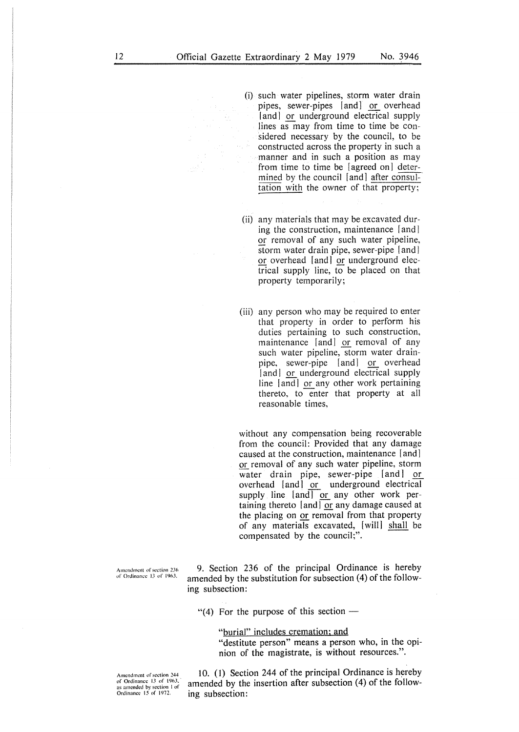(i) such water pipelines, storm water drain pipes, sewer-pipes [and] <u>or</u> overhead [and] <u>or</u> underground electrical supply lines as may from time to time be considered necessary by the council, to be constructed across the property in such a manner and in such a position as may from time to time be [agreed on] <u>determined</u> by the council [and] <u>after consultation with</u> the owner of that property;

(ii) any materials that may be excavated during the construction, maintenance [and] <u>or</u> removal of any such water pipeline, storm water drain pipe, sewer-pipe [and] <u>or</u> overhead [and] <u>or</u> underground electrical supply line, to be placed on that property temporarily;

(iii) any person who may be required to enter that property in order to perform his duties pertaining to such construction, maintenance [and] <u>or</u> removal of any such water pipeline, storm water drain-pipe, sewer-pipe [and] <u>or</u> overhead [and] <u>or</u> underground electrical supply line [and] <u>or</u> any other work pertaining thereto, to enter that property at all reasonable times,

without any compensation being recoverable from the council: Provided that any damage caused at the construction, maintenance [and] <u>or</u> removal of any such water pipeline, storm water drain pipe, sewer-pipe [and] <u>or</u> overhead [and] <u>or</u> underground electrical supply line [and] <u>or</u> any other work pertaining thereto [and] <u>or</u> any damage caused at the placing on <u>or</u> removal from that property of any materials excavated, [will] <u>shall</u> be compensated by the council;".

Amendment of section 236 of Ordinance 13 of 1963.

9. Section 236 of the principal Ordinance is hereby amended by the substitution for subsection (4) of the following subsection:

"(4) For the purpose of this section —

<u>"burial" includes cremation; and</u>

"destitute person" means a person who, in the opinion of the magistrate, is without resources.".

Amendment of section 244 of Ordinance 13 of 1963, as amended by section 1 of Ordinance 15 of 1972.

10. (1) Section 244 of the principal Ordinance is hereby amended by the insertion after subsection (4) of the following subsection: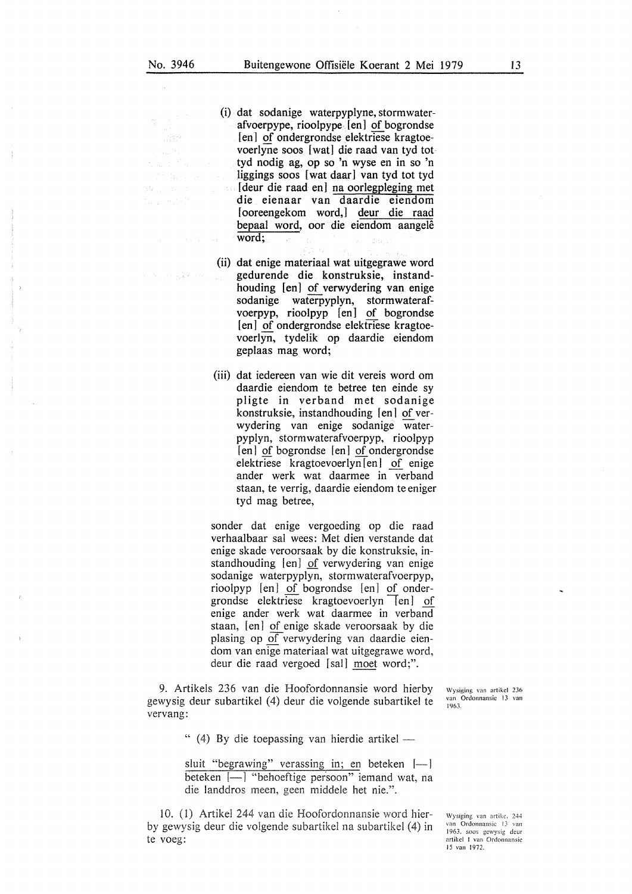(i) dat sodanige waterpyplyne, stormwaterafvoerpype, rioolpype [en] of bogrondse [en] of ondergrondse elektriese kragtoevoerlyne soos [wat] die raad van tyd tot tyd nodig ag, op so 'n wyse en in so 'n liggings soos [wat daar] van tyd tot tyd [deur die raad en] na oorlegpleging met die eienaar van daardie eiendom [ooreengekom word,] deur die raad bepaal word, oor die eiendom aangelê word;

(ii) dat enige materiaal wat uitgegrawe word gedurende die konstruksie, instandhouding [en] of verwydering van enige sodanige waterpyplyn, stormwaterafvoerpyp, rioolpyp [en] of bogrondse [en] of ondergrondse elektriese kragtoevoerlyn, tydelik op daardie eiendom geplaas mag word;

(iii) dat iedereen van wie dit vereis word om daardie eiendom te betree ten einde sy pligte in verband met sodanige konstruksie, instandhouding [en] of verwydering van enige sodanige waterpyplyn, stormwaterafvoerpyp, rioolpyp [en] of bogrondse [en] of ondergrondse elektriese kragtoevoerlyn [en] of enige ander werk wat daarmee in verband staan, te verrig, daardie eiendom te eniger tyd mag betree,

sonder dat enige vergoeding op die raad verhaalbaar sal wees: Met dien verstande dat enige skade veroorsaak by die konstruksie, instandhouding [en] of verwydering van enige sodanige waterpyplyn, stormwaterafvoerpyp, rioolpyp [en] of bogrondse [en] of ondergrondse elektriese kragtoevoerlyn [en] of enige ander werk wat daarmee in verband staan, [en] of enige skade veroorsaak by die plasing op of verwydering van daardie eiendom van enige materiaal wat uitgegrawe word, deur die raad vergoed [sal] moet word;".

9. Artikels 236 van die Hoofordonnansie word hierby gewysig deur subartikel (4) deur die volgende subartikel te vervang:

Wysiging van artikel 236 van Ordonnansie 13 van 1963.

" (4) By die toepassing van hierdie artikel —

sluit "begrawing" verassing in; en beteken [—] beteken [—] "behoeftige persoon" iemand wat, na die landdros meen, geen middele het nie.".

10. (1) Artikel 244 van die Hoofordonnansie word hierby gewysig deur die volgende subartikel na subartikel (4) in te voeg:

Wysiging van artikel 244 van Ordonnansie 13 van 1963, soos gewysig deur artikel 1 van Ordonnansie 15 van 1972.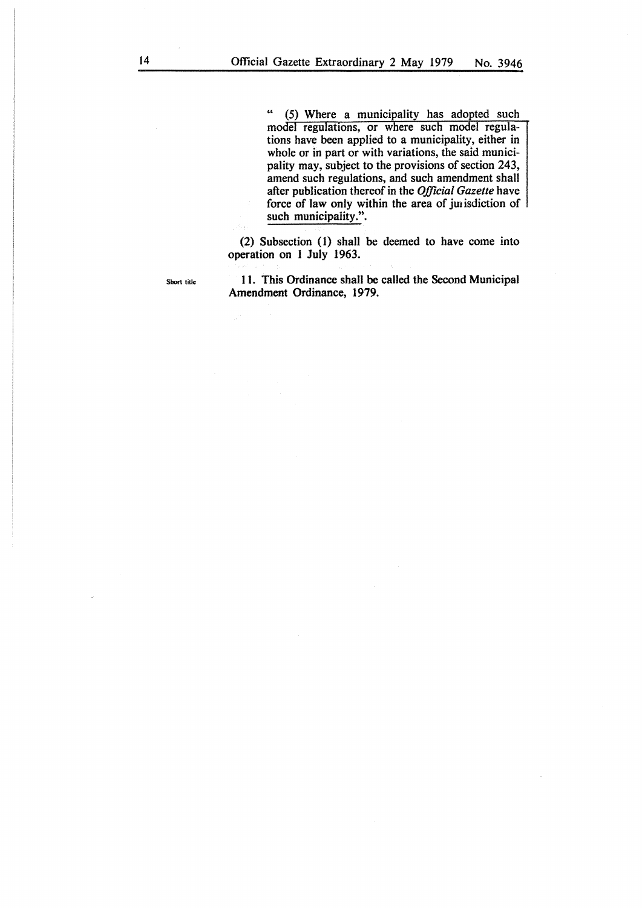" (5) Where a municipality has adopted such model regulations, or where such model regulations have been applied to a municipality, either in whole or in part or with variations, the said municipality may, subject to the provisions of section 243, amend such regulations, and such amendment shall after publication thereof in the *Official Gazette* have force of law only within the area of jurisdiction of such municipality.".

(2) Subsection (1) shall be deemed to have come into operation on 1 July 1963.

Short title

**11. This Ordinance shall be called the Second Municipal Amendment Ordinance, 1979.**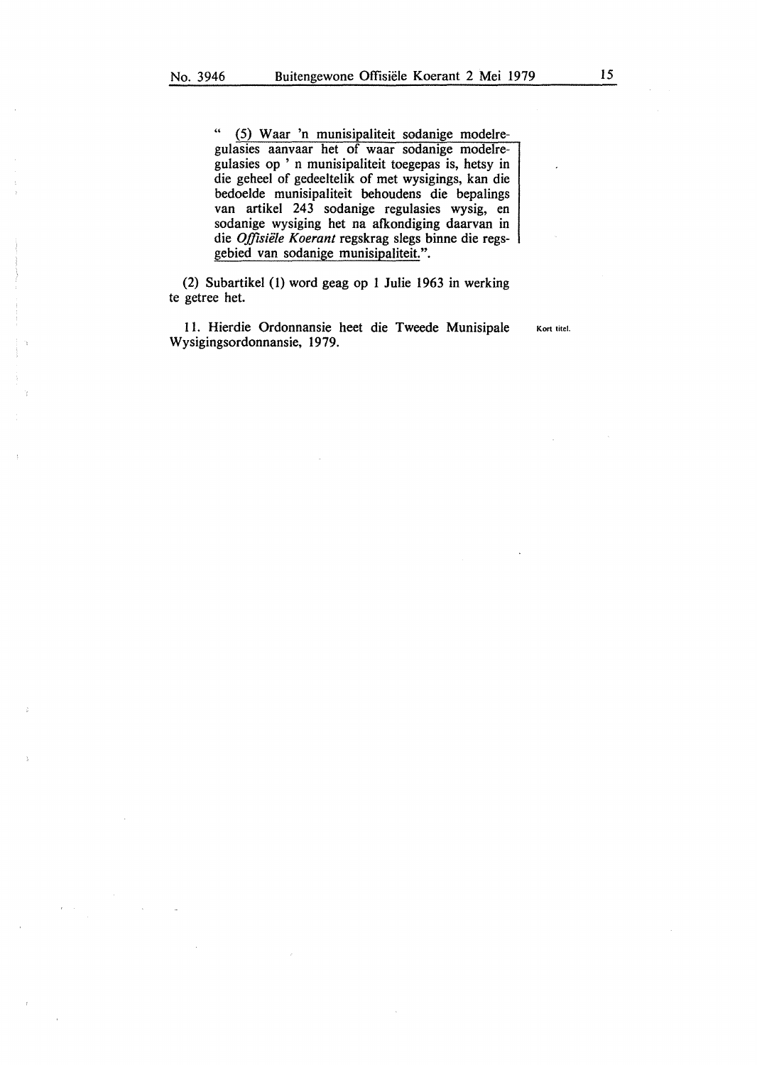" (5) Waar 'n munisipaliteit sodanige modelregulasies aanvaar het of waar sodanige modelregulasies op ' n munisipaliteit toegepas is, hetsy in die geheel of gedeeltelik of met wysigings, kan die bedoelde munisipaliteit behoudens die bepalings van artikel 243 sodanige regulasies wysig, en sodanige wysiging het na afkondiging daarvan in die *Offisiële Koerant* regskrag slegs binne die regsgebied van sodanige munisipaliteit.".

(2) Subartikel (1) word geag op 1 Julie 1963 in werking te getree het.

**Kort titel.**

11. Hierdie Ordonnansie heet die Tweede Munisipale Wysigingsordonnansie, 1979.